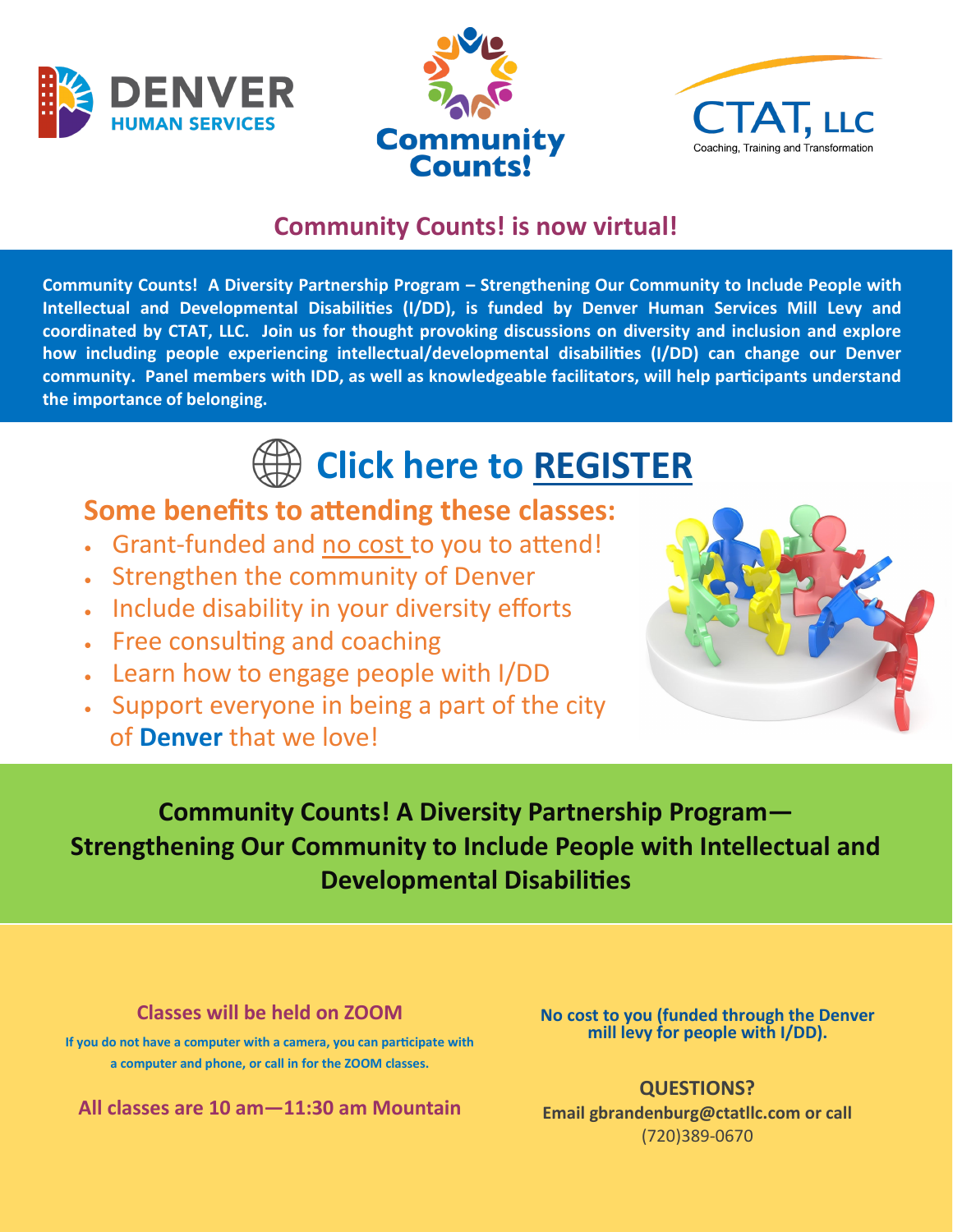DENVER HUMAN SERVICES

Community Counts!

CTAT, LLC
Coaching, Training and Transformation

## Community Counts! is now virtual!

**Community Counts! A Diversity Partnership Program – Strengthening Our Community to Include People with Intellectual and Developmental Disabilities (I/DD), is funded by Denver Human Services Mill Levy and coordinated by CTAT, LLC. Join us for thought provoking discussions on diversity and inclusion and explore how including people experiencing intellectual/developmental disabilities (I/DD) can change our Denver community. Panel members with IDD, as well as knowledgeable facilitators, will help participants understand the importance of belonging.**

# Click here to REGISTER

## Some benefits to attending these classes:

- Grant-funded and no cost to you to attend!
- Strengthen the community of Denver
- Include disability in your diversity efforts
- Free consulting and coaching
- Learn how to engage people with I/DD
- Support everyone in being a part of the city of **Denver** that we love!

## Community Counts! A Diversity Partnership Program—Strengthening Our Community to Include People with Intellectual and Developmental Disabilities

**Classes will be held on ZOOM**

**If you do not have a computer with a camera, you can participate with a computer and phone, or call in for the ZOOM classes.**

**All classes are 10 am—11:30 am Mountain**

**No cost to you (funded through the Denver mill levy for people with I/DD).**

**QUESTIONS?**
**Email gbrandenburg@ctatllc.com or call** (720)389-0670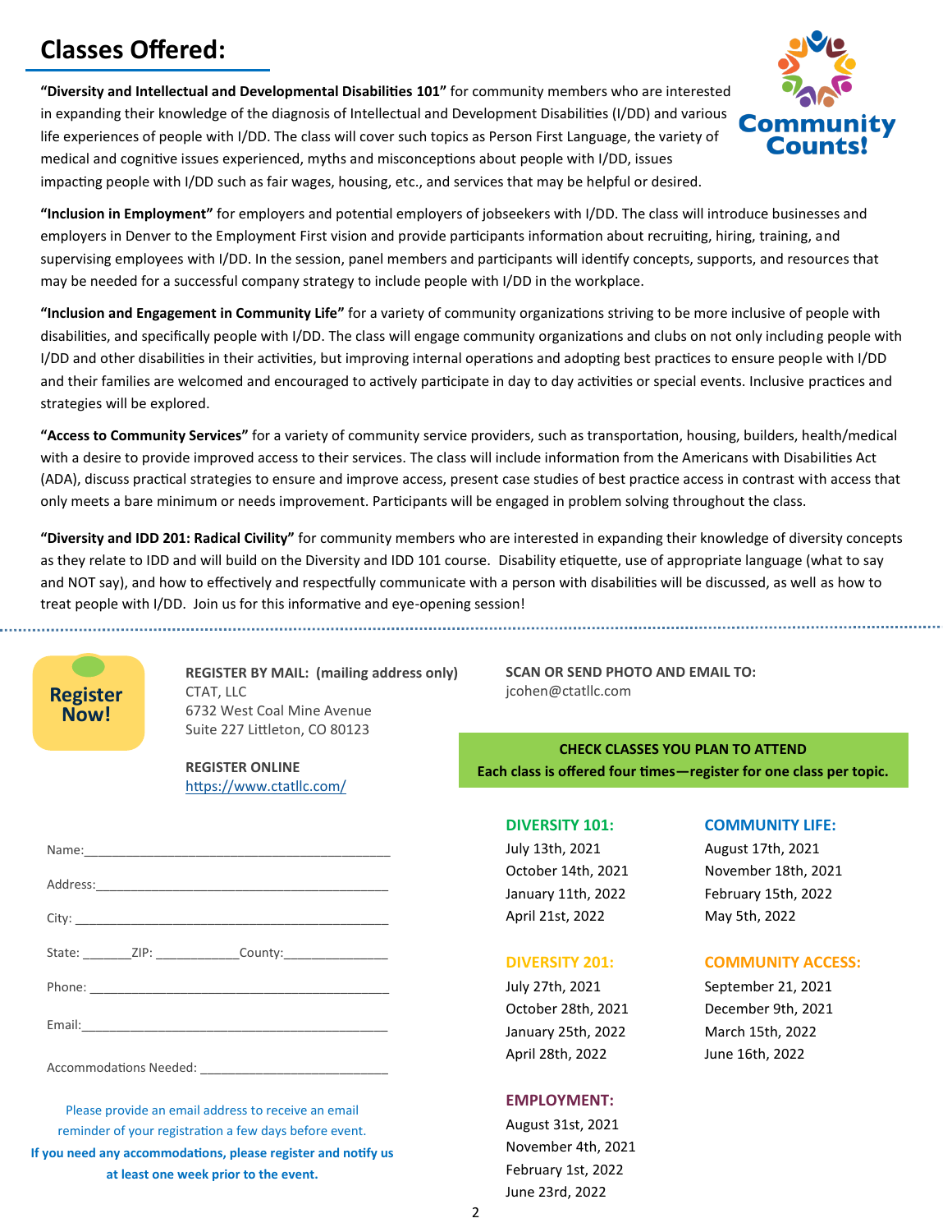# Classes Offered:

Community Counts!

**"Diversity and Intellectual and Developmental Disabilities 101"** for community members who are interested in expanding their knowledge of the diagnosis of Intellectual and Development Disabilities (I/DD) and various life experiences of people with I/DD. The class will cover such topics as Person First Language, the variety of medical and cognitive issues experienced, myths and misconceptions about people with I/DD, issues impacting people with I/DD such as fair wages, housing, etc., and services that may be helpful or desired.

**"Inclusion in Employment"** for employers and potential employers of jobseekers with I/DD. The class will introduce businesses and employers in Denver to the Employment First vision and provide participants information about recruiting, hiring, training, and supervising employees with I/DD. In the session, panel members and participants will identify concepts, supports, and resources that may be needed for a successful company strategy to include people with I/DD in the workplace.

**"Inclusion and Engagement in Community Life"** for a variety of community organizations striving to be more inclusive of people with disabilities, and specifically people with I/DD. The class will engage community organizations and clubs on not only including people with I/DD and other disabilities in their activities, but improving internal operations and adopting best practices to ensure people with I/DD and their families are welcomed and encouraged to actively participate in day to day activities or special events. Inclusive practices and strategies will be explored.

**"Access to Community Services"** for a variety of community service providers, such as transportation, housing, builders, health/medical with a desire to provide improved access to their services. The class will include information from the Americans with Disabilities Act (ADA), discuss practical strategies to ensure and improve access, present case studies of best practice access in contrast with access that only meets a bare minimum or needs improvement. Participants will be engaged in problem solving throughout the class.

**"Diversity and IDD 201: Radical Civility"** for community members who are interested in expanding their knowledge of diversity concepts as they relate to IDD and will build on the Diversity and IDD 101 course. Disability etiquette, use of appropriate language (what to say and NOT say), and how to effectively and respectfully communicate with a person with disabilities will be discussed, as well as how to treat people with I/DD. Join us for this informative and eye-opening session!

---

**Register Now!**

**REGISTER BY MAIL: (mailing address only)**
CTAT, LLC
6732 West Coal Mine Avenue
Suite 227 Littleton, CO 80123

**REGISTER ONLINE**
https://www.ctatllc.com/

**SCAN OR SEND PHOTO AND EMAIL TO:**
jcohen@ctatllc.com

**CHECK CLASSES YOU PLAN TO ATTEND**
**Each class is offered four times—register for one class per topic.**

Name:\_\_\_\_\_\_\_\_\_\_\_\_\_\_\_\_\_\_\_\_\_\_\_\_\_\_\_\_\_\_\_\_\_\_\_\_\_\_\_\_

Address:\_\_\_\_\_\_\_\_\_\_\_\_\_\_\_\_\_\_\_\_\_\_\_\_\_\_\_\_\_\_\_\_\_\_\_\_\_\_

City: \_\_\_\_\_\_\_\_\_\_\_\_\_\_\_\_\_\_\_\_\_\_\_\_\_\_\_\_\_\_\_\_\_\_\_\_\_\_\_\_\_

State: \_\_\_\_\_\_ZIP: \_\_\_\_\_\_\_\_\_\_\_County:\_\_\_\_\_\_\_\_\_\_\_\_\_

Phone: \_\_\_\_\_\_\_\_\_\_\_\_\_\_\_\_\_\_\_\_\_\_\_\_\_\_\_\_\_\_\_\_\_\_\_\_\_\_\_\_

Email:\_\_\_\_\_\_\_\_\_\_\_\_\_\_\_\_\_\_\_\_\_\_\_\_\_\_\_\_\_\_\_\_\_\_\_\_\_\_\_\_\_

Accommodations Needed: \_\_\_\_\_\_\_\_\_\_\_\_\_\_\_\_\_\_\_\_\_\_\_\_

Please provide an email address to receive an email reminder of your registration a few days before event.

**If you need any accommodations, please register and notify us at least one week prior to the event.**

**DIVERSITY 101:**
July 13th, 2021
October 14th, 2021
January 11th, 2022
April 21st, 2022

**DIVERSITY 201:**
July 27th, 2021
October 28th, 2021
January 25th, 2022
April 28th, 2022

**EMPLOYMENT:**
August 31st, 2021
November 4th, 2021
February 1st, 2022
June 23rd, 2022

**COMMUNITY LIFE:**
August 17th, 2021
November 18th, 2021
February 15th, 2022
May 5th, 2022

**COMMUNITY ACCESS:**
September 21, 2021
December 9th, 2021
March 15th, 2022
June 16th, 2022